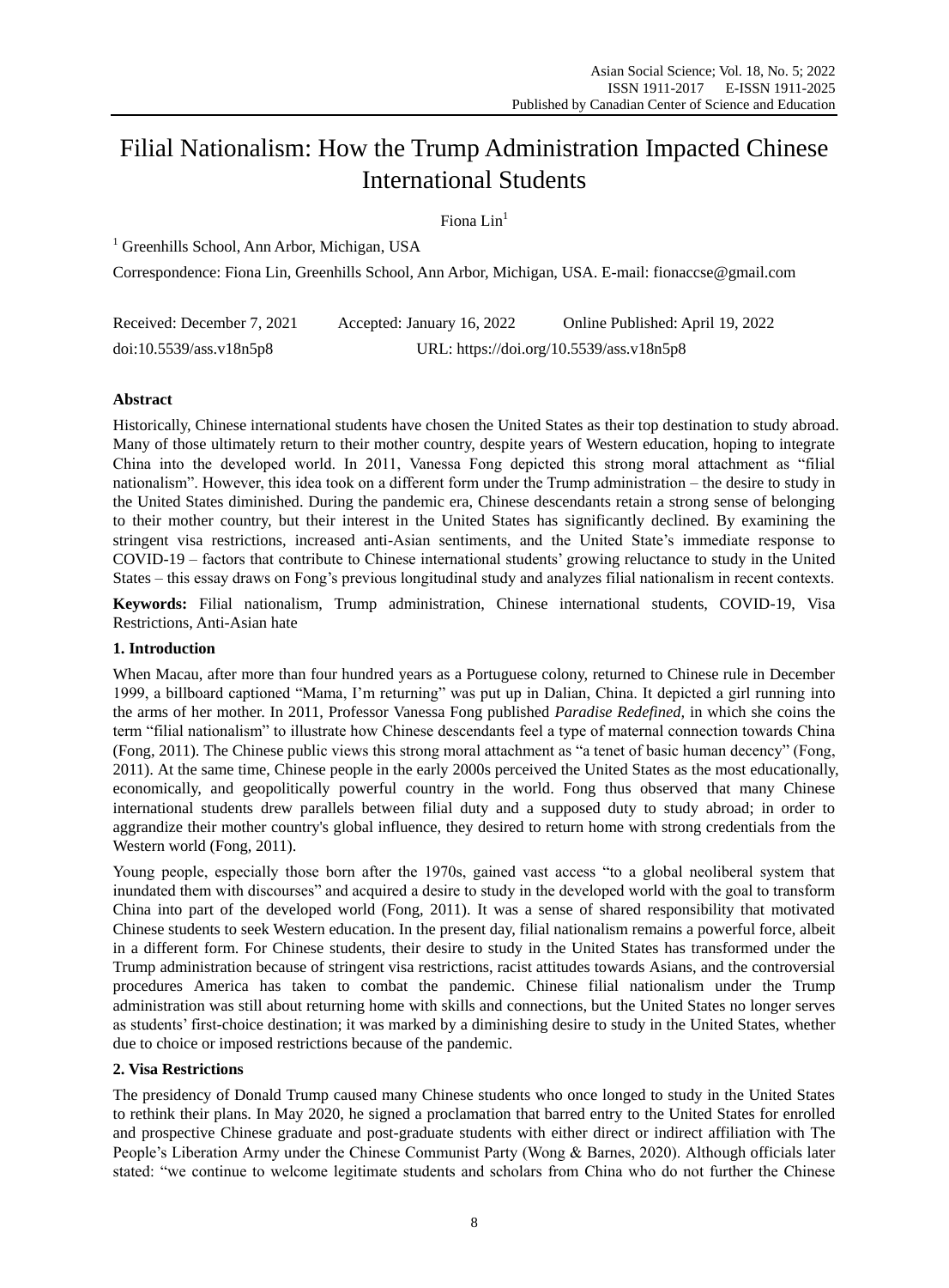# Filial Nationalism: How the Trump Administration Impacted Chinese International Students

Fiona Lin[1]

[1] Greenhills School, Ann Arbor, Michigan, USA

Correspondence: Fiona Lin, Greenhills School, Ann Arbor, Michigan, USA. E-mail: fionaccse@gmail.com

Received: December 7, 2021 Accepted: January 16, 2022 Online Published: April 19, 2022

doi:10.5539/ass.v18n5p8 URL: https://doi.org/10.5539/ass.v18n5p8

## Abstract

Historically, Chinese international students have chosen the United States as their top destination to study abroad. Many of those ultimately return to their mother country, despite years of Western education, hoping to integrate China into the developed world. In 2011, Vanessa Fong depicted this strong moral attachment as "filial nationalism". However, this idea took on a different form under the Trump administration – the desire to study in the United States diminished. During the pandemic era, Chinese descendants retain a strong sense of belonging to their mother country, but their interest in the United States has significantly declined. By examining the stringent visa restrictions, increased anti-Asian sentiments, and the United State's immediate response to COVID-19 – factors that contribute to Chinese international students' growing reluctance to study in the United States – this essay draws on Fong's previous longitudinal study and analyzes filial nationalism in recent contexts.

**Keywords:** Filial nationalism, Trump administration, Chinese international students, COVID-19, Visa Restrictions, Anti-Asian hate

## 1. Introduction

When Macau, after more than four hundred years as a Portuguese colony, returned to Chinese rule in December 1999, a billboard captioned "Mama, I'm returning" was put up in Dalian, China. It depicted a girl running into the arms of her mother. In 2011, Professor Vanessa Fong published *Paradise Redefined,* in which she coins the term "filial nationalism" to illustrate how Chinese descendants feel a type of maternal connection towards China (Fong, 2011). The Chinese public views this strong moral attachment as "a tenet of basic human decency" (Fong, 2011). At the same time, Chinese people in the early 2000s perceived the United States as the most educationally, economically, and geopolitically powerful country in the world. Fong thus observed that many Chinese international students drew parallels between filial duty and a supposed duty to study abroad; in order to aggrandize their mother country's global influence, they desired to return home with strong credentials from the Western world (Fong, 2011).

Young people, especially those born after the 1970s, gained vast access "to a global neoliberal system that inundated them with discourses" and acquired a desire to study in the developed world with the goal to transform China into part of the developed world (Fong, 2011). It was a sense of shared responsibility that motivated Chinese students to seek Western education. In the present day, filial nationalism remains a powerful force, albeit in a different form. For Chinese students, their desire to study in the United States has transformed under the Trump administration because of stringent visa restrictions, racist attitudes towards Asians, and the controversial procedures America has taken to combat the pandemic. Chinese filial nationalism under the Trump administration was still about returning home with skills and connections, but the United States no longer serves as students' first-choice destination; it was marked by a diminishing desire to study in the United States, whether due to choice or imposed restrictions because of the pandemic.

## 2. Visa Restrictions

The presidency of Donald Trump caused many Chinese students who once longed to study in the United States to rethink their plans. In May 2020, he signed a proclamation that barred entry to the United States for enrolled and prospective Chinese graduate and post-graduate students with either direct or indirect affiliation with The People's Liberation Army under the Chinese Communist Party (Wong & Barnes, 2020). Although officials later stated: "we continue to welcome legitimate students and scholars from China who do not further the Chinese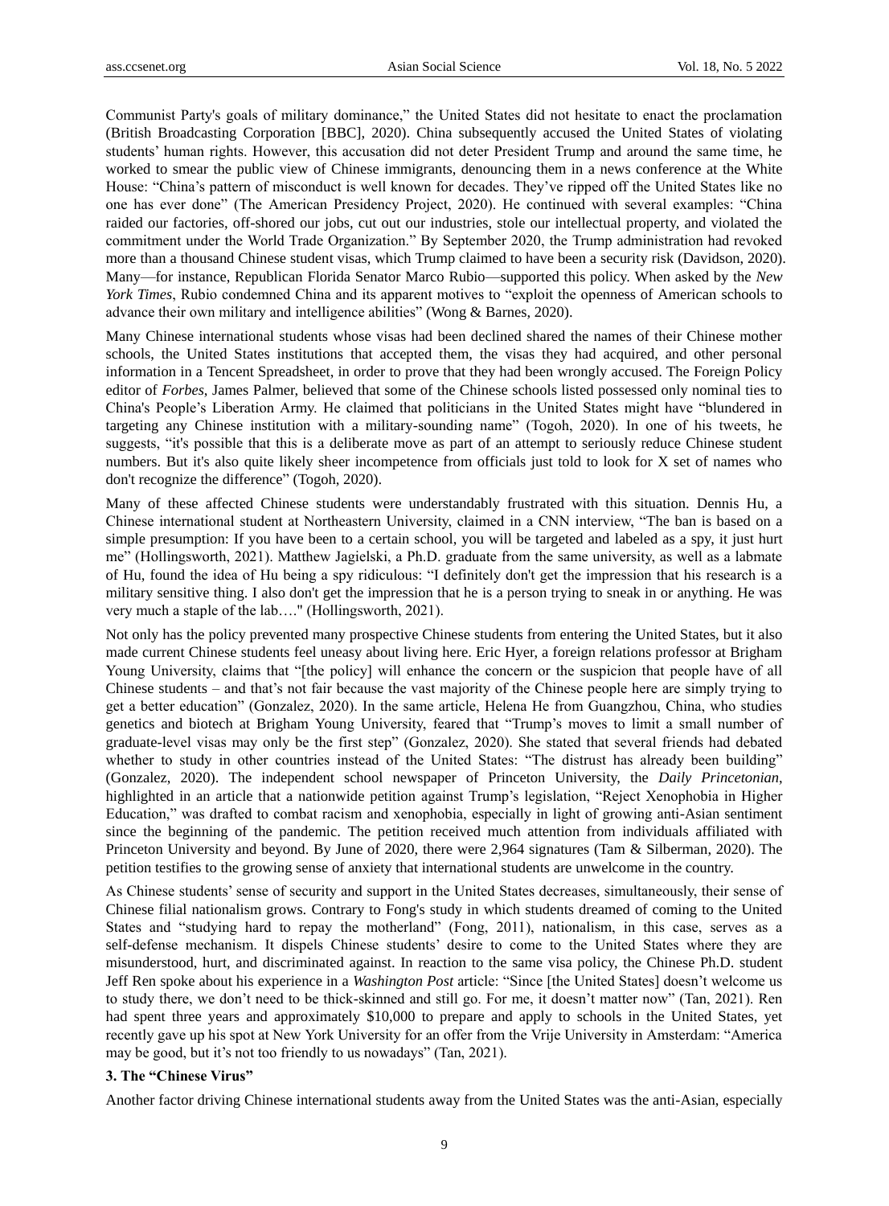Communist Party's goals of military dominance," the United States did not hesitate to enact the proclamation (British Broadcasting Corporation [BBC], 2020). China subsequently accused the United States of violating students' human rights. However, this accusation did not deter President Trump and around the same time, he worked to smear the public view of Chinese immigrants, denouncing them in a news conference at the White House: "China's pattern of misconduct is well known for decades. They've ripped off the United States like no one has ever done" (The American Presidency Project, 2020). He continued with several examples: "China raided our factories, off-shored our jobs, cut out our industries, stole our intellectual property, and violated the commitment under the World Trade Organization." By September 2020, the Trump administration had revoked more than a thousand Chinese student visas, which Trump claimed to have been a security risk (Davidson, 2020). Many—for instance, Republican Florida Senator Marco Rubio—supported this policy. When asked by the *New York Times*, Rubio condemned China and its apparent motives to "exploit the openness of American schools to advance their own military and intelligence abilities" (Wong & Barnes, 2020).

Many Chinese international students whose visas had been declined shared the names of their Chinese mother schools, the United States institutions that accepted them, the visas they had acquired, and other personal information in a Tencent Spreadsheet, in order to prove that they had been wrongly accused. The Foreign Policy editor of *Forbes*, James Palmer, believed that some of the Chinese schools listed possessed only nominal ties to China's People's Liberation Army. He claimed that politicians in the United States might have "blundered in targeting any Chinese institution with a military-sounding name" (Togoh, 2020). In one of his tweets, he suggests, "it's possible that this is a deliberate move as part of an attempt to seriously reduce Chinese student numbers. But it's also quite likely sheer incompetence from officials just told to look for X set of names who don't recognize the difference" (Togoh, 2020).

Many of these affected Chinese students were understandably frustrated with this situation. Dennis Hu, a Chinese international student at Northeastern University, claimed in a CNN interview, "The ban is based on a simple presumption: If you have been to a certain school, you will be targeted and labeled as a spy, it just hurt me" (Hollingsworth, 2021). Matthew Jagielski, a Ph.D. graduate from the same university, as well as a labmate of Hu, found the idea of Hu being a spy ridiculous: "I definitely don't get the impression that his research is a military sensitive thing. I also don't get the impression that he is a person trying to sneak in or anything. He was very much a staple of the lab…." (Hollingsworth, 2021).

Not only has the policy prevented many prospective Chinese students from entering the United States, but it also made current Chinese students feel uneasy about living here. Eric Hyer, a foreign relations professor at Brigham Young University, claims that "[the policy] will enhance the concern or the suspicion that people have of all Chinese students – and that's not fair because the vast majority of the Chinese people here are simply trying to get a better education" (Gonzalez, 2020). In the same article, Helena He from Guangzhou, China, who studies genetics and biotech at Brigham Young University, feared that "Trump's moves to limit a small number of graduate-level visas may only be the first step" (Gonzalez, 2020). She stated that several friends had debated whether to study in other countries instead of the United States: "The distrust has already been building" (Gonzalez, 2020). The independent school newspaper of Princeton University, the *Daily Princetonian*, highlighted in an article that a nationwide petition against Trump's legislation, "Reject Xenophobia in Higher Education," was drafted to combat racism and xenophobia, especially in light of growing anti-Asian sentiment since the beginning of the pandemic. The petition received much attention from individuals affiliated with Princeton University and beyond. By June of 2020, there were 2,964 signatures (Tam & Silberman, 2020). The petition testifies to the growing sense of anxiety that international students are unwelcome in the country.

As Chinese students' sense of security and support in the United States decreases, simultaneously, their sense of Chinese filial nationalism grows. Contrary to Fong's study in which students dreamed of coming to the United States and "studying hard to repay the motherland" (Fong, 2011), nationalism, in this case, serves as a self-defense mechanism. It dispels Chinese students' desire to come to the United States where they are misunderstood, hurt, and discriminated against. In reaction to the same visa policy, the Chinese Ph.D. student Jeff Ren spoke about his experience in a *Washington Post* article: "Since [the United States] doesn't welcome us to study there, we don't need to be thick-skinned and still go. For me, it doesn't matter now" (Tan, 2021). Ren had spent three years and approximately $10,000 to prepare and apply to schools in the United States, yet recently gave up his spot at New York University for an offer from the Vrije University in Amsterdam: "America may be good, but it's not too friendly to us nowadays" (Tan, 2021).

### 3. The "Chinese Virus"

Another factor driving Chinese international students away from the United States was the anti-Asian, especially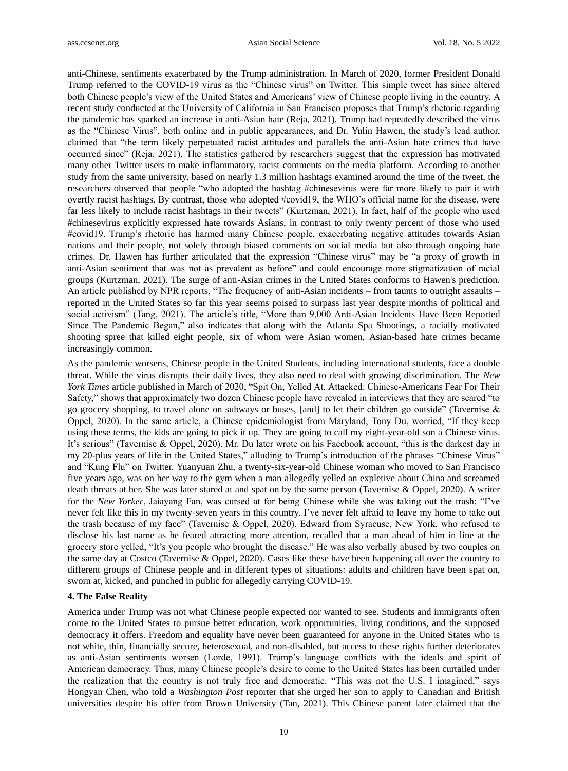anti-Chinese, sentiments exacerbated by the Trump administration. In March of 2020, former President Donald Trump referred to the COVID-19 virus as the "Chinese virus" on Twitter. This simple tweet has since altered both Chinese people's view of the United States and Americans' view of Chinese people living in the country. A recent study conducted at the University of California in San Francisco proposes that Trump's rhetoric regarding the pandemic has sparked an increase in anti-Asian hate (Reja, 2021). Trump had repeatedly described the virus as the "Chinese Virus", both online and in public appearances, and Dr. Yulin Hawen, the study's lead author, claimed that "the term likely perpetuated racist attitudes and parallels the anti-Asian hate crimes that have occurred since" (Reja, 2021). The statistics gathered by researchers suggest that the expression has motivated many other Twitter users to make inflammatory, racist comments on the media platform. According to another study from the same university, based on nearly 1.3 million hashtags examined around the time of the tweet, the researchers observed that people "who adopted the hashtag #chinesevirus were far more likely to pair it with overtly racist hashtags. By contrast, those who adopted #covid19, the WHO's official name for the disease, were far less likely to include racist hashtags in their tweets" (Kurtzman, 2021). In fact, half of the people who used #chinesevirus explicitly expressed hate towards Asians, in contrast to only twenty percent of those who used #covid19. Trump's rhetoric has harmed many Chinese people, exacerbating negative attitudes towards Asian nations and their people, not solely through biased comments on social media but also through ongoing hate crimes. Dr. Hawen has further articulated that the expression "Chinese virus" may be "a proxy of growth in anti-Asian sentiment that was not as prevalent as before" and could encourage more stigmatization of racial groups (Kurtzman, 2021). The surge of anti-Asian crimes in the United States conforms to Hawen's prediction. An article published by NPR reports, "The frequency of anti-Asian incidents – from taunts to outright assaults – reported in the United States so far this year seems poised to surpass last year despite months of political and social activism" (Tang, 2021). The article's title, "More than 9,000 Anti-Asian Incidents Have Been Reported Since The Pandemic Began," also indicates that along with the Atlanta Spa Shootings, a racially motivated shooting spree that killed eight people, six of whom were Asian women, Asian-based hate crimes became increasingly common.

As the pandemic worsens, Chinese people in the United Students, including international students, face a double threat. While the virus disrupts their daily lives, they also need to deal with growing discrimination. The *New York Times* article published in March of 2020, "Spit On, Yelled At, Attacked: Chinese-Americans Fear For Their Safety," shows that approximately two dozen Chinese people have revealed in interviews that they are scared "to go grocery shopping, to travel alone on subways or buses, [and] to let their children go outside" (Tavernise & Oppel, 2020). In the same article, a Chinese epidemiologist from Maryland, Tony Du, worried, "If they keep using these terms, the kids are going to pick it up. They are going to call my eight-year-old son a Chinese virus. It's serious" (Tavernise & Oppel, 2020). Mr. Du later wrote on his Facebook account, "this is the darkest day in my 20-plus years of life in the United States," alluding to Trump's introduction of the phrases "Chinese Virus" and "Kung Flu" on Twitter. Yuanyuan Zhu, a twenty-six-year-old Chinese woman who moved to San Francisco five years ago, was on her way to the gym when a man allegedly yelled an expletive about China and screamed death threats at her. She was later stared at and spat on by the same person (Tavernise & Oppel, 2020). A writer for the *New Yorker*, Jaiayang Fan, was cursed at for being Chinese while she was taking out the trash: "I've never felt like this in my twenty-seven years in this country. I've never felt afraid to leave my home to take out the trash because of my face" (Tavernise & Oppel, 2020). Edward from Syracuse, New York, who refused to disclose his last name as he feared attracting more attention, recalled that a man ahead of him in line at the grocery store yelled, "It's you people who brought the disease." He was also verbally abused by two couples on the same day at Costco (Tavernise & Oppel, 2020). Cases like these have been happening all over the country to different groups of Chinese people and in different types of situations: adults and children have been spat on, sworn at, kicked, and punched in public for allegedly carrying COVID-19.

### 4. The False Reality

America under Trump was not what Chinese people expected nor wanted to see. Students and immigrants often come to the United States to pursue better education, work opportunities, living conditions, and the supposed democracy it offers. Freedom and equality have never been guaranteed for anyone in the United States who is not white, thin, financially secure, heterosexual, and non-disabled, but access to these rights further deteriorates as anti-Asian sentiments worsen (Lorde, 1991). Trump's language conflicts with the ideals and spirit of American democracy. Thus, many Chinese people's desire to come to the United States has been curtailed under the realization that the country is not truly free and democratic. "This was not the U.S. I imagined," says Hongyan Chen, who told a *Washington Post* reporter that she urged her son to apply to Canadian and British universities despite his offer from Brown University (Tan, 2021). This Chinese parent later claimed that the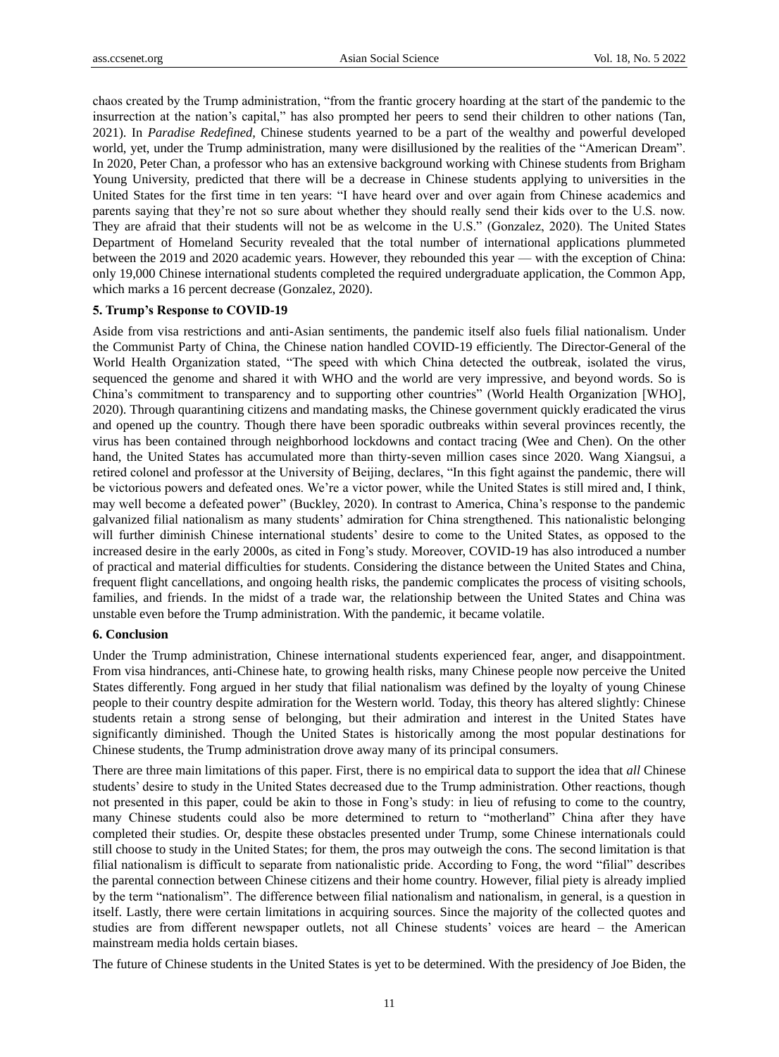chaos created by the Trump administration, "from the frantic grocery hoarding at the start of the pandemic to the insurrection at the nation's capital," has also prompted her peers to send their children to other nations (Tan, 2021). In *Paradise Redefined*, Chinese students yearned to be a part of the wealthy and powerful developed world, yet, under the Trump administration, many were disillusioned by the realities of the "American Dream". In 2020, Peter Chan, a professor who has an extensive background working with Chinese students from Brigham Young University, predicted that there will be a decrease in Chinese students applying to universities in the United States for the first time in ten years: "I have heard over and over again from Chinese academics and parents saying that they're not so sure about whether they should really send their kids over to the U.S. now. They are afraid that their students will not be as welcome in the U.S." (Gonzalez, 2020). The United States Department of Homeland Security revealed that the total number of international applications plummeted between the 2019 and 2020 academic years. However, they rebounded this year — with the exception of China: only 19,000 Chinese international students completed the required undergraduate application, the Common App, which marks a 16 percent decrease (Gonzalez, 2020).

### 5. Trump's Response to COVID-19

Aside from visa restrictions and anti-Asian sentiments, the pandemic itself also fuels filial nationalism. Under the Communist Party of China, the Chinese nation handled COVID-19 efficiently. The Director-General of the World Health Organization stated, "The speed with which China detected the outbreak, isolated the virus, sequenced the genome and shared it with WHO and the world are very impressive, and beyond words. So is China's commitment to transparency and to supporting other countries" (World Health Organization [WHO], 2020). Through quarantining citizens and mandating masks, the Chinese government quickly eradicated the virus and opened up the country. Though there have been sporadic outbreaks within several provinces recently, the virus has been contained through neighborhood lockdowns and contact tracing (Wee and Chen). On the other hand, the United States has accumulated more than thirty-seven million cases since 2020. Wang Xiangsui, a retired colonel and professor at the University of Beijing, declares, "In this fight against the pandemic, there will be victorious powers and defeated ones. We're a victor power, while the United States is still mired and, I think, may well become a defeated power" (Buckley, 2020). In contrast to America, China's response to the pandemic galvanized filial nationalism as many students' admiration for China strengthened. This nationalistic belonging will further diminish Chinese international students' desire to come to the United States, as opposed to the increased desire in the early 2000s, as cited in Fong's study. Moreover, COVID-19 has also introduced a number of practical and material difficulties for students. Considering the distance between the United States and China, frequent flight cancellations, and ongoing health risks, the pandemic complicates the process of visiting schools, families, and friends. In the midst of a trade war, the relationship between the United States and China was unstable even before the Trump administration. With the pandemic, it became volatile.

### 6. Conclusion

Under the Trump administration, Chinese international students experienced fear, anger, and disappointment. From visa hindrances, anti-Chinese hate, to growing health risks, many Chinese people now perceive the United States differently. Fong argued in her study that filial nationalism was defined by the loyalty of young Chinese people to their country despite admiration for the Western world. Today, this theory has altered slightly: Chinese students retain a strong sense of belonging, but their admiration and interest in the United States have significantly diminished. Though the United States is historically among the most popular destinations for Chinese students, the Trump administration drove away many of its principal consumers.

There are three main limitations of this paper. First, there is no empirical data to support the idea that *all* Chinese students' desire to study in the United States decreased due to the Trump administration. Other reactions, though not presented in this paper, could be akin to those in Fong's study: in lieu of refusing to come to the country, many Chinese students could also be more determined to return to "motherland" China after they have completed their studies. Or, despite these obstacles presented under Trump, some Chinese internationals could still choose to study in the United States; for them, the pros may outweigh the cons. The second limitation is that filial nationalism is difficult to separate from nationalistic pride. According to Fong, the word "filial" describes the parental connection between Chinese citizens and their home country. However, filial piety is already implied by the term "nationalism". The difference between filial nationalism and nationalism, in general, is a question in itself. Lastly, there were certain limitations in acquiring sources. Since the majority of the collected quotes and studies are from different newspaper outlets, not all Chinese students' voices are heard – the American mainstream media holds certain biases.

The future of Chinese students in the United States is yet to be determined. With the presidency of Joe Biden, the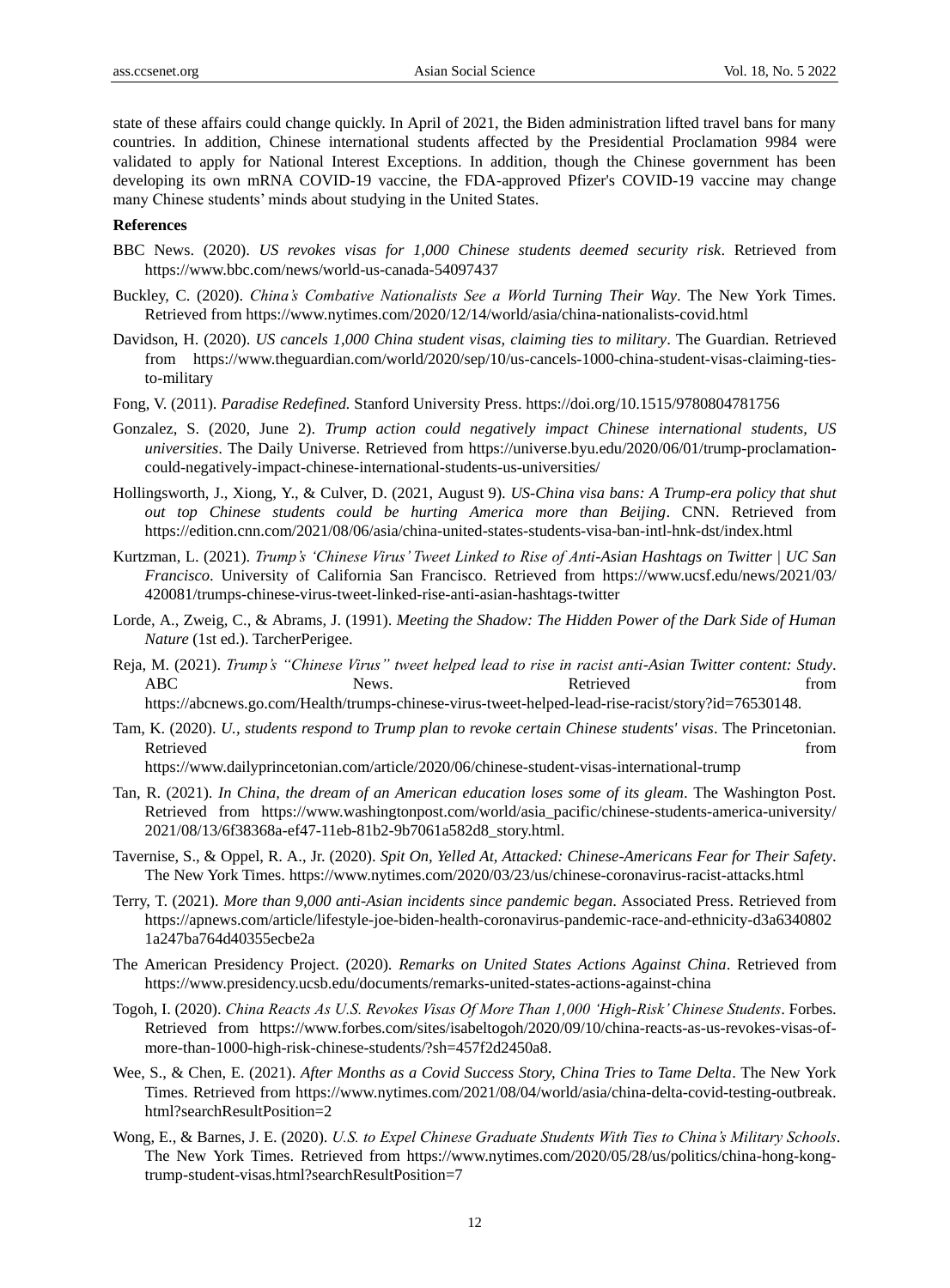state of these affairs could change quickly. In April of 2021, the Biden administration lifted travel bans for many countries. In addition, Chinese international students affected by the Presidential Proclamation 9984 were validated to apply for National Interest Exceptions. In addition, though the Chinese government has been developing its own mRNA COVID-19 vaccine, the FDA-approved Pfizer's COVID-19 vaccine may change many Chinese students' minds about studying in the United States.

**References**

BBC News. (2020). *US revokes visas for 1,000 Chinese students deemed security risk*. Retrieved from https://www.bbc.com/news/world-us-canada-54097437

Buckley, C. (2020). *China's Combative Nationalists See a World Turning Their Way*. The New York Times. Retrieved from https://www.nytimes.com/2020/12/14/world/asia/china-nationalists-covid.html

Davidson, H. (2020). *US cancels 1,000 China student visas, claiming ties to military*. The Guardian. Retrieved from https://www.theguardian.com/world/2020/sep/10/us-cancels-1000-china-student-visas-claiming-ties-to-military

Fong, V. (2011). *Paradise Redefined.* Stanford University Press. https://doi.org/10.1515/9780804781756

Gonzalez, S. (2020, June 2). *Trump action could negatively impact Chinese international students, US universities*. The Daily Universe. Retrieved from https://universe.byu.edu/2020/06/01/trump-proclamation-could-negatively-impact-chinese-international-students-us-universities/

Hollingsworth, J., Xiong, Y., & Culver, D. (2021, August 9). *US-China visa bans: A Trump-era policy that shut out top Chinese students could be hurting America more than Beijing*. CNN. Retrieved from https://edition.cnn.com/2021/08/06/asia/china-united-states-students-visa-ban-intl-hnk-dst/index.html

Kurtzman, L. (2021). *Trump's 'Chinese Virus' Tweet Linked to Rise of Anti-Asian Hashtags on Twitter | UC San Francisco*. University of California San Francisco. Retrieved from https://www.ucsf.edu/news/2021/03/420081/trumps-chinese-virus-tweet-linked-rise-anti-asian-hashtags-twitter

Lorde, A., Zweig, C., & Abrams, J. (1991). *Meeting the Shadow: The Hidden Power of the Dark Side of Human Nature* (1st ed.). TarcherPerigee.

Reja, M. (2021). *Trump's "Chinese Virus" tweet helped lead to rise in racist anti-Asian Twitter content: Study*. ABC News. Retrieved from https://abcnews.go.com/Health/trumps-chinese-virus-tweet-helped-lead-rise-racist/story?id=76530148.

Tam, K. (2020). *U., students respond to Trump plan to revoke certain Chinese students' visas*. The Princetonian. Retrieved from https://www.dailyprincetonian.com/article/2020/06/chinese-student-visas-international-trump

Tan, R. (2021). *In China, the dream of an American education loses some of its gleam*. The Washington Post. Retrieved from https://www.washingtonpost.com/world/asia_pacific/chinese-students-america-university/2021/08/13/6f38368a-ef47-11eb-81b2-9b7061a582d8_story.html.

Tavernise, S., & Oppel, R. A., Jr. (2020). *Spit On, Yelled At, Attacked: Chinese-Americans Fear for Their Safety*. The New York Times. https://www.nytimes.com/2020/03/23/us/chinese-coronavirus-racist-attacks.html

Terry, T. (2021). *More than 9,000 anti-Asian incidents since pandemic began*. Associated Press. Retrieved from https://apnews.com/article/lifestyle-joe-biden-health-coronavirus-pandemic-race-and-ethnicity-d3a63408021a247ba764d40355ecbe2a

The American Presidency Project. (2020). *Remarks on United States Actions Against China*. Retrieved from https://www.presidency.ucsb.edu/documents/remarks-united-states-actions-against-china

Togoh, I. (2020). *China Reacts As U.S. Revokes Visas Of More Than 1,000 'High-Risk' Chinese Students*. Forbes. Retrieved from https://www.forbes.com/sites/isabeltogoh/2020/09/10/china-reacts-as-us-revokes-visas-of-more-than-1000-high-risk-chinese-students/?sh=457f2d2450a8.

Wee, S., & Chen, E. (2021). *After Months as a Covid Success Story, China Tries to Tame Delta*. The New York Times. Retrieved from https://www.nytimes.com/2021/08/04/world/asia/china-delta-covid-testing-outbreak.html?searchResultPosition=2

Wong, E., & Barnes, J. E. (2020). *U.S. to Expel Chinese Graduate Students With Ties to China's Military Schools*. The New York Times. Retrieved from https://www.nytimes.com/2020/05/28/us/politics/china-hong-kong-trump-student-visas.html?searchResultPosition=7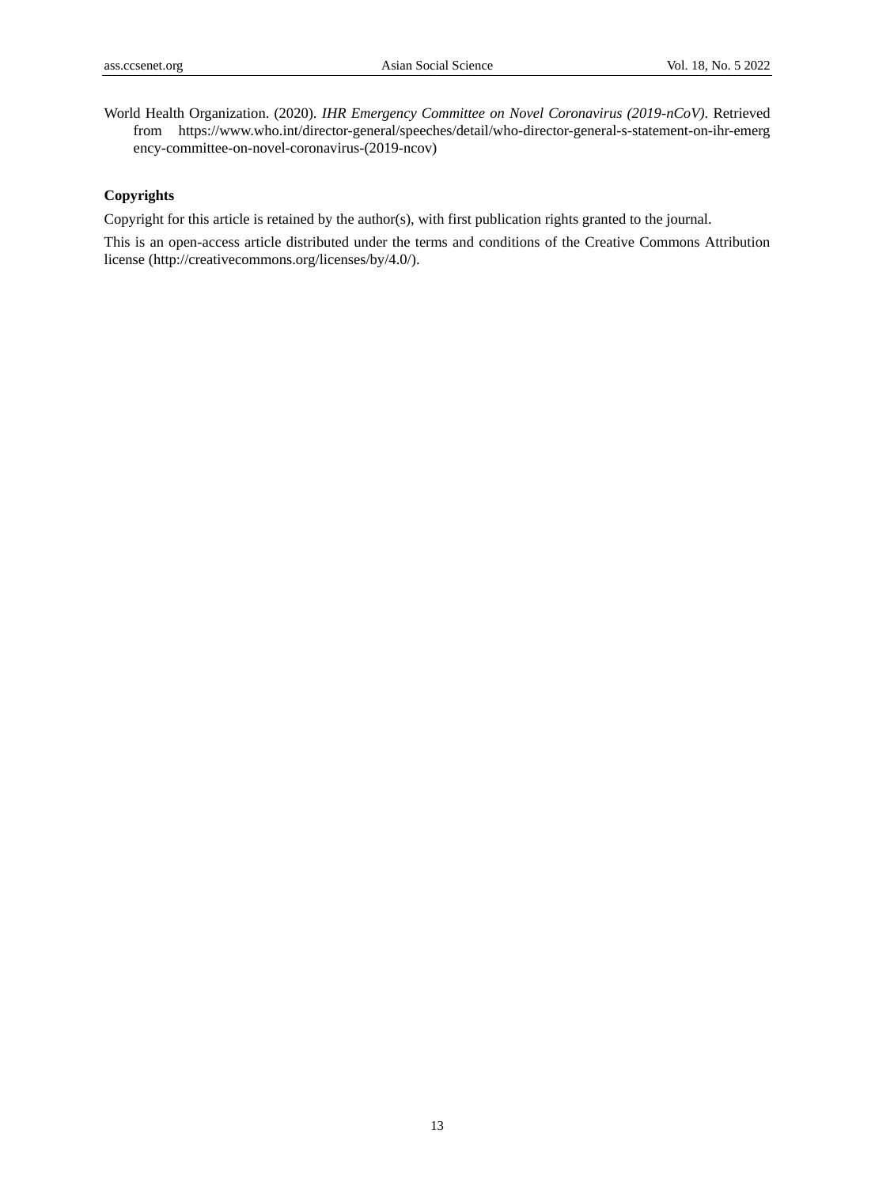World Health Organization. (2020). *IHR Emergency Committee on Novel Coronavirus (2019-nCoV)*. Retrieved from https://www.who.int/director-general/speeches/detail/who-director-general-s-statement-on-ihr-emergency-committee-on-novel-coronavirus-(2019-ncov)

## Copyrights

Copyright for this article is retained by the author(s), with first publication rights granted to the journal.

This is an open-access article distributed under the terms and conditions of the Creative Commons Attribution license (http://creativecommons.org/licenses/by/4.0/).